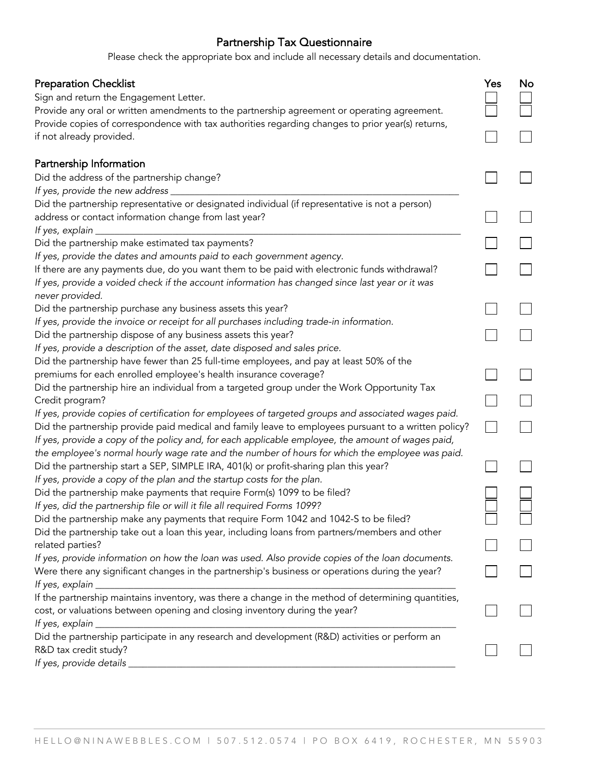# Partnership Tax Questionnaire

Please check the appropriate box and include all necessary details and documentation.

| Preparation Checklist | Yes | No |
|---|---|---|
| Sign and return the Engagement Letter. | ☐ | ☐ |
| Provide any oral or written amendments to the partnership agreement or operating agreement. | ☐ | ☐ |
| Provide copies of correspondence with tax authorities regarding changes to prior year(s) returns, if not already provided. | ☐ | ☐ |

## Partnership Information

| Question | Yes | No |
|---|---|---|
| Did the address of the partnership change?<br>*If yes, provide the new address* ______________________________ | ☐ | ☐ |
| Did the partnership representative or designated individual (if representative is not a person) address or contact information change from last year?<br>*If yes, explain* ______________________________ | ☐ | ☐ |
| Did the partnership make estimated tax payments?<br>*If yes, provide the dates and amounts paid to each government agency.* | ☐ | ☐ |
| If there are any payments due, do you want them to be paid with electronic funds withdrawal?<br>*If yes, provide a voided check if the account information has changed since last year or it was never provided.* | ☐ | ☐ |
| Did the partnership purchase any business assets this year?<br>*If yes, provide the invoice or receipt for all purchases including trade-in information.* | ☐ | ☐ |
| Did the partnership dispose of any business assets this year?<br>*If yes, provide a description of the asset, date disposed and sales price.* | ☐ | ☐ |
| Did the partnership have fewer than 25 full-time employees, and pay at least 50% of the premiums for each enrolled employee's health insurance coverage? | ☐ | ☐ |
| Did the partnership hire an individual from a targeted group under the Work Opportunity Tax Credit program?<br>*If yes, provide copies of certification for employees of targeted groups and associated wages paid.* | ☐ | ☐ |
| Did the partnership provide paid medical and family leave to employees pursuant to a written policy?<br>*If yes, provide a copy of the policy and, for each applicable employee, the amount of wages paid, the employee's normal hourly wage rate and the number of hours for which the employee was paid.* | ☐ | ☐ |
| Did the partnership start a SEP, SIMPLE IRA, 401(k) or profit-sharing plan this year?<br>*If yes, provide a copy of the plan and the startup costs for the plan.* | ☐ | ☐ |
| Did the partnership make payments that require Form(s) 1099 to be filed? | ☐ | ☐ |
| *If yes, did the partnership file or will it file all required Forms 1099?* | ☐ | ☐ |
| Did the partnership make any payments that require Form 1042 and 1042-S to be filed? | ☐ | ☐ |
| Did the partnership take out a loan this year, including loans from partners/members and other related parties?<br>*If yes, provide information on how the loan was used. Also provide copies of the loan documents.* | ☐ | ☐ |
| Were there any significant changes in the partnership's business or operations during the year?<br>*If yes, explain* ______________________________ | ☐ | ☐ |
| If the partnership maintains inventory, was there a change in the method of determining quantities, cost, or valuations between opening and closing inventory during the year?<br>*If yes, explain* ______________________________ | ☐ | ☐ |
| Did the partnership participate in any research and development (R&D) activities or perform an R&D tax credit study?<br>*If yes, provide details* ______________________________ | ☐ | ☐ |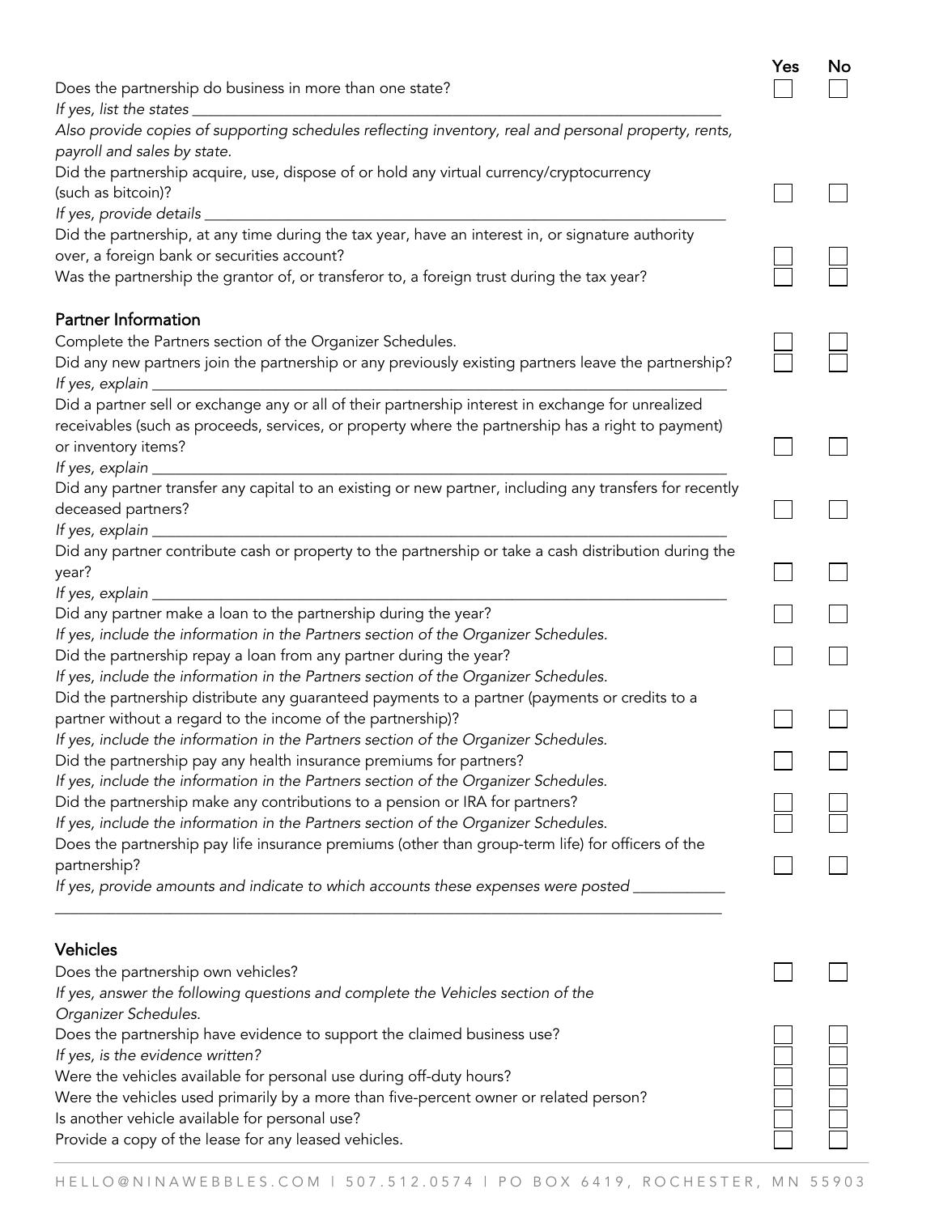| | Yes | No |
|---|---|---|
| Does the partnership do business in more than one state? | ☐ | ☐ |
| *If yes, list the states* ______________________________ | | |
| *Also provide copies of supporting schedules reflecting inventory, real and personal property, rents, payroll and sales by state.* | | |
| Did the partnership acquire, use, dispose of or hold any virtual currency/cryptocurrency (such as bitcoin)? | ☐ | ☐ |
| *If yes, provide details* ______________________________ | | |
| Did the partnership, at any time during the tax year, have an interest in, or signature authority over, a foreign bank or securities account? | ☐ | ☐ |
| Was the partnership the grantor of, or transferor to, a foreign trust during the tax year? | ☐ | ☐ |

## Partner Information

| | Yes | No |
|---|---|---|
| Complete the Partners section of the Organizer Schedules. | ☐ | ☐ |
| Did any new partners join the partnership or any previously existing partners leave the partnership? | ☐ | ☐ |
| *If yes, explain* ______________________________ | | |
| Did a partner sell or exchange any or all of their partnership interest in exchange for unrealized receivables (such as proceeds, services, or property where the partnership has a right to payment) or inventory items? | ☐ | ☐ |
| *If yes, explain* ______________________________ | | |
| Did any partner transfer any capital to an existing or new partner, including any transfers for recently deceased partners? | ☐ | ☐ |
| *If yes, explain* ______________________________ | | |
| Did any partner contribute cash or property to the partnership or take a cash distribution during the year? | ☐ | ☐ |
| *If yes, explain* ______________________________ | | |
| Did any partner make a loan to the partnership during the year? | ☐ | ☐ |
| *If yes, include the information in the Partners section of the Organizer Schedules.* | | |
| Did the partnership repay a loan from any partner during the year? | ☐ | ☐ |
| *If yes, include the information in the Partners section of the Organizer Schedules.* | | |
| Did the partnership distribute any guaranteed payments to a partner (payments or credits to a partner without a regard to the income of the partnership)? | ☐ | ☐ |
| *If yes, include the information in the Partners section of the Organizer Schedules.* | | |
| Did the partnership pay any health insurance premiums for partners? | ☐ | ☐ |
| *If yes, include the information in the Partners section of the Organizer Schedules.* | | |
| Did the partnership make any contributions to a pension or IRA for partners? | ☐ | ☐ |
| *If yes, include the information in the Partners section of the Organizer Schedules.* | ☐ | ☐ |
| Does the partnership pay life insurance premiums (other than group-term life) for officers of the partnership? | ☐ | ☐ |
| *If yes, provide amounts and indicate to which accounts these expenses were posted* ______________________________ | | |

## Vehicles

| | Yes | No |
|---|---|---|
| Does the partnership own vehicles? | ☐ | ☐ |
| *If yes, answer the following questions and complete the Vehicles section of the Organizer Schedules.* | | |
| Does the partnership have evidence to support the claimed business use? | ☐ | ☐ |
| *If yes, is the evidence written?* | ☐ | ☐ |
| Were the vehicles available for personal use during off-duty hours? | ☐ | ☐ |
| Were the vehicles used primarily by a more than five-percent owner or related person? | ☐ | ☐ |
| Is another vehicle available for personal use? | ☐ | ☐ |
| Provide a copy of the lease for any leased vehicles. | ☐ | ☐ |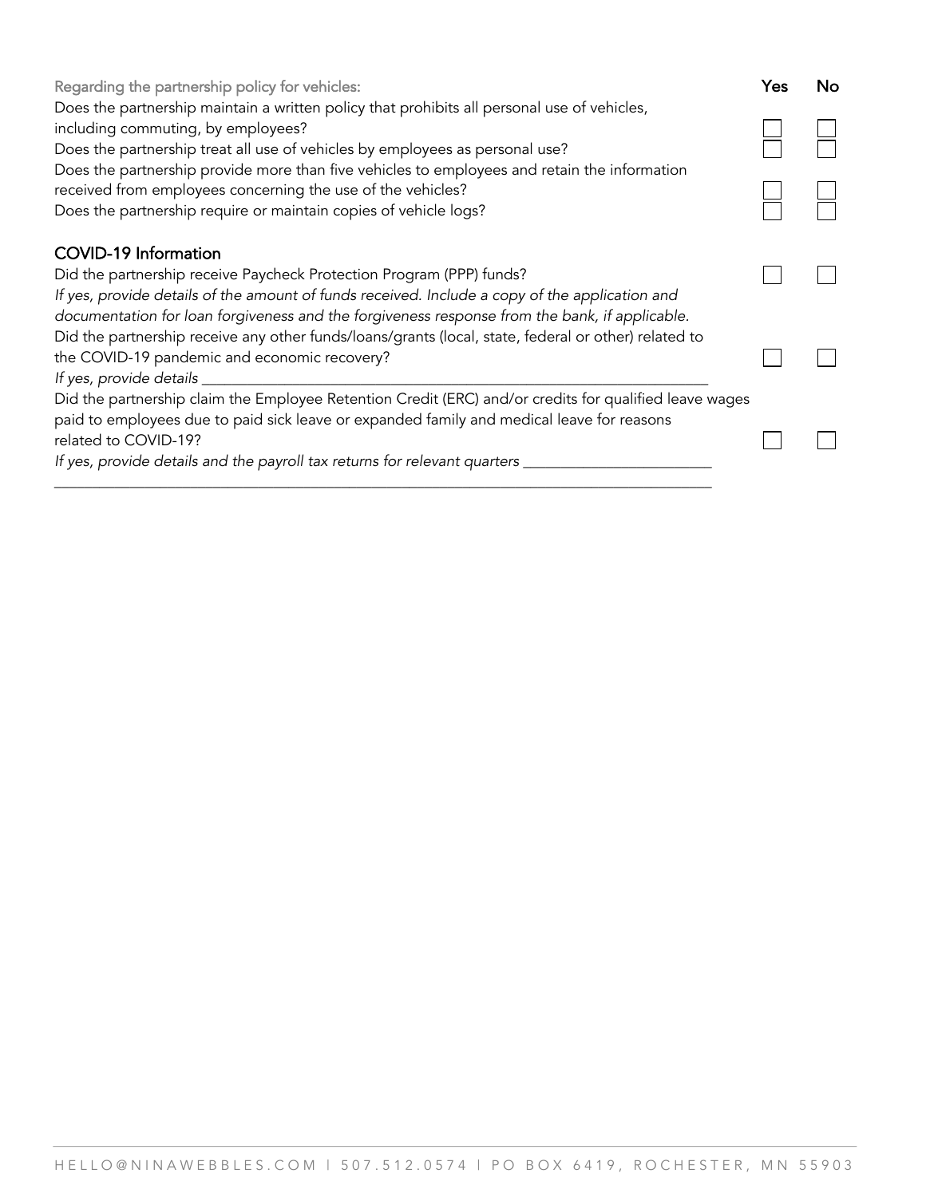| Regarding the partnership policy for vehicles: | Yes | No |
|---|---|---|
| Does the partnership maintain a written policy that prohibits all personal use of vehicles, including commuting, by employees? | ☐ | ☐ |
| Does the partnership treat all use of vehicles by employees as personal use? | ☐ | ☐ |
| Does the partnership provide more than five vehicles to employees and retain the information received from employees concerning the use of the vehicles? | ☐ | ☐ |
| Does the partnership require or maintain copies of vehicle logs? | ☐ | ☐ |

## COVID-19 Information

| | | |
|---|---|---|
| Did the partnership receive Paycheck Protection Program (PPP) funds? | ☐ | ☐ |
| *If yes, provide details of the amount of funds received. Include a copy of the application and documentation for loan forgiveness and the forgiveness response from the bank, if applicable.* | | |
| Did the partnership receive any other funds/loans/grants (local, state, federal or other) related to the COVID-19 pandemic and economic recovery? | ☐ | ☐ |
| *If yes, provide details* ______________________________ | | |
| Did the partnership claim the Employee Retention Credit (ERC) and/or credits for qualified leave wages paid to employees due to paid sick leave or expanded family and medical leave for reasons related to COVID-19? | ☐ | ☐ |
| *If yes, provide details and the payroll tax returns for relevant quarters* ______________________________ | | |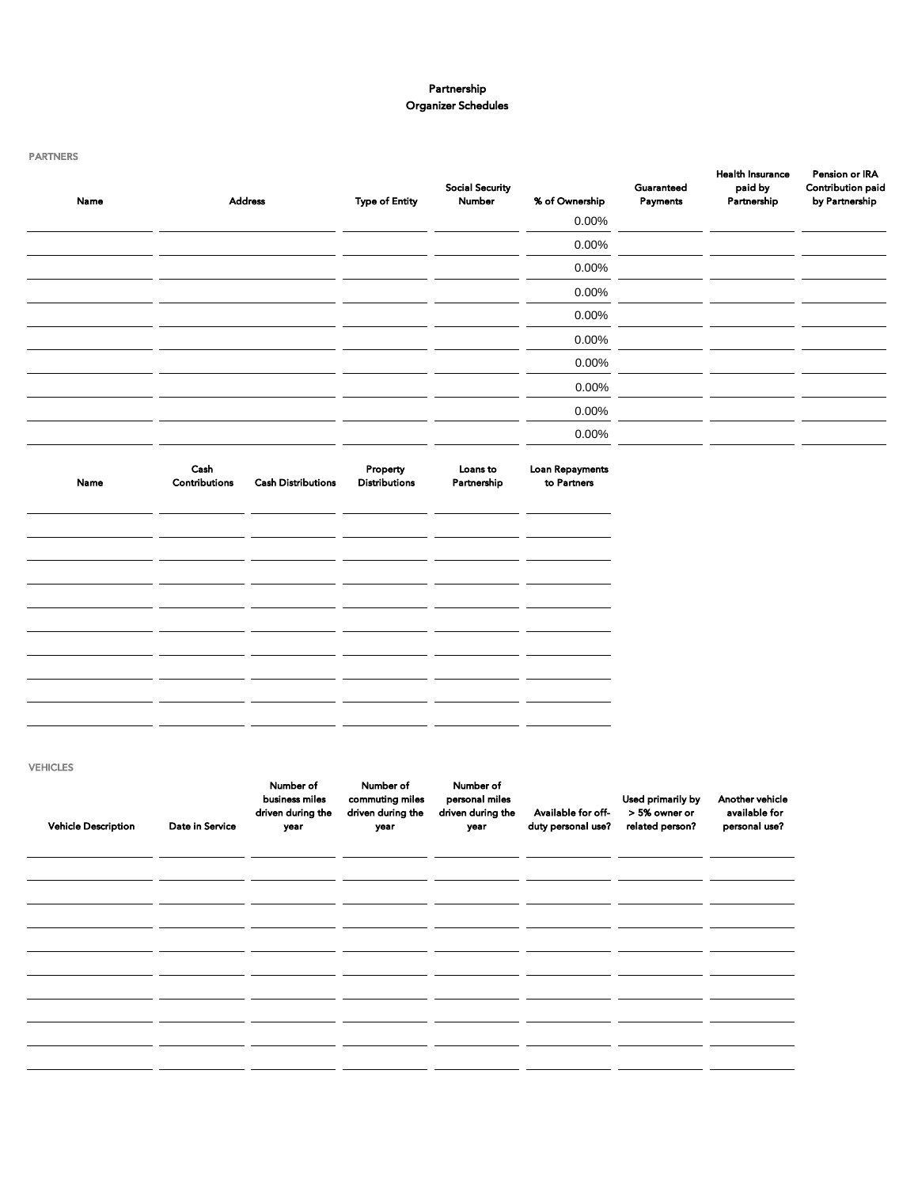# Partnership
## Organizer Schedules

### PARTNERS

| Name | Address | Type of Entity | Social Security Number | % of Ownership | Guaranteed Payments | Health Insurance paid by Partnership | Pension or IRA Contribution paid by Partnership |
|---|---|---|---|---|---|---|---|
| | | | | 0.00% | | | |
| | | | | 0.00% | | | |
| | | | | 0.00% | | | |
| | | | | 0.00% | | | |
| | | | | 0.00% | | | |
| | | | | 0.00% | | | |
| | | | | 0.00% | | | |
| | | | | 0.00% | | | |
| | | | | 0.00% | | | |
| | | | | 0.00% | | | |

| Name | Cash Contributions | Cash Distributions | Property Distributions | Loans to Partnership | Loan Repayments to Partners |
|---|---|---|---|---|---|
| | | | | | |
| | | | | | |
| | | | | | |
| | | | | | |
| | | | | | |
| | | | | | |
| | | | | | |
| | | | | | |
| | | | | | |

### VEHICLES

| Vehicle Description | Date in Service | Number of business miles driven during the year | Number of commuting miles driven during the year | Number of personal miles driven during the year | Available for off-duty personal use? | Used primarily by > 5% owner or related person? | Another vehicle available for personal use? |
|---|---|---|---|---|---|---|---|
| | | | | | | | |
| | | | | | | | |
| | | | | | | | |
| | | | | | | | |
| | | | | | | | |
| | | | | | | | |
| | | | | | | | |
| | | | | | | | |
| | | | | | | | |
| | | | | | | | |